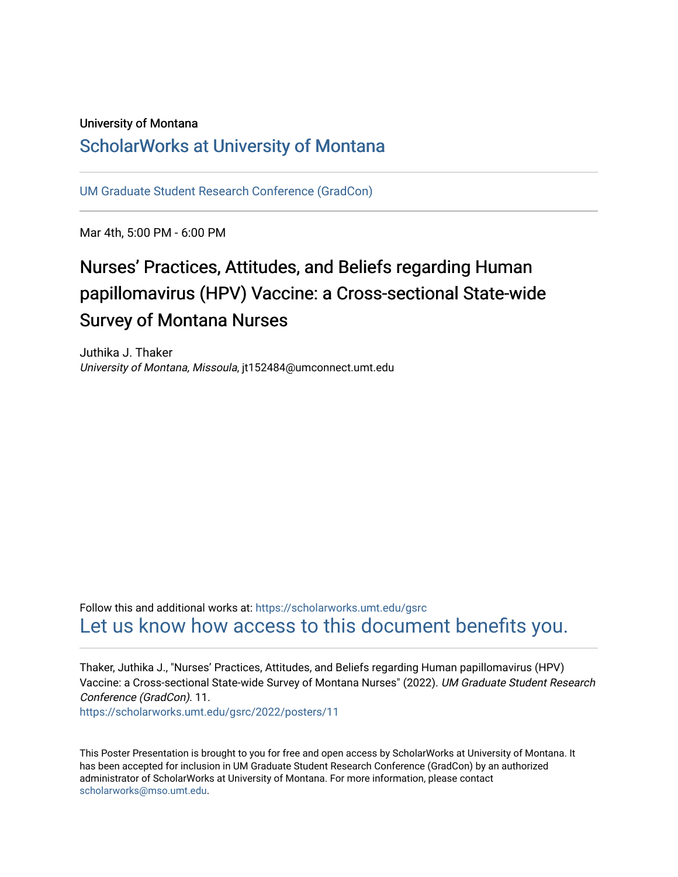University of Montana

# ScholarWorks at University of Montana

UM Graduate Student Research Conference (GradCon)

Mar 4th, 5:00 PM - 6:00 PM

## Nurses’ Practices, Attitudes, and Beliefs regarding Human papillomavirus (HPV) Vaccine: a Cross-sectional State-wide Survey of Montana Nurses

Juthika J. Thaker
*University of Montana, Missoula*, jt152484@umconnect.umt.edu

Follow this and additional works at: https://scholarworks.umt.edu/gsrc
Let us know how access to this document benefits you.

Thaker, Juthika J., "Nurses’ Practices, Attitudes, and Beliefs regarding Human papillomavirus (HPV) Vaccine: a Cross-sectional State-wide Survey of Montana Nurses" (2022). *UM Graduate Student Research Conference (GradCon)*. 11.
https://scholarworks.umt.edu/gsrc/2022/posters/11

This Poster Presentation is brought to you for free and open access by ScholarWorks at University of Montana. It has been accepted for inclusion in UM Graduate Student Research Conference (GradCon) by an authorized administrator of ScholarWorks at University of Montana. For more information, please contact scholarworks@mso.umt.edu.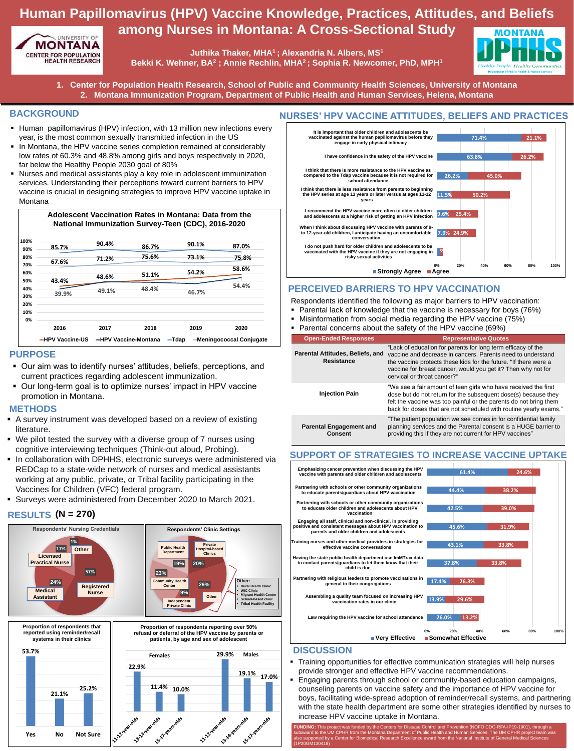# Human Papillomavirus (HPV) Vaccine Knowledge, Practices, Attitudes, and Beliefs among Nurses in Montana: A Cross-Sectional Study

UNIVERSITY OF MONTANA
CENTER FOR POPULATION HEALTH RESEARCH

MONTANA DPHHS
Healthy People. Healthy Communities.
Department of Public Health & Human Services

Juthika Thaker, MHA[1]; Alexandria N. Albers, MS[1]
Bekki K. Wehner, BA[2]; Annie Rechlin, MHA[2]; Sophia R. Newcomer, PhD, MPH[1]

1. Center for Population Health Research, School of Public and Community Health Sciences, University of Montana
2. Montana Immunization Program, Department of Public Health and Human Services, Helena, Montana

## BACKGROUND

- Human papillomavirus (HPV) infection, with 13 million new infections every year, is the most common sexually transmitted infection in the US
- In Montana, the HPV vaccine series completion remained at considerably low rates of 60.3% and 48.8% among girls and boys respectively in 2020, far below the Healthy People 2030 goal of 80%
- Nurses and medical assistants play a key role in adolescent immunization services. Understanding their perceptions toward current barriers to HPV vaccine is crucial in designing strategies to improve HPV vaccine uptake in Montana

**Adolescent Vaccination Rates in Montana: Data from the National Immunization Survey-Teen (CDC), 2016-2020**

100%
90%
80%
70%
60%
50%
40%
30%
20%
10%
0%

2016: 85.7%, 67.6%, 43.4%, 39.9%
2017: 90.4%, 71.2%, 48.6%, 49.1%
2018: 86.7%, 75.6%, 51.1%, 48.4%
2019: 90.1%, 73.1%, 54.2%, 46.7%
2020: 87.0%, 75.8%, 58.6%, 54.4%

HPV Vaccine-US — HPV Vaccine-Montana — Tdap — Meningococcal Conjugate

## PURPOSE

- Our aim was to identify nurses' attitudes, beliefs, perceptions, and current practices regarding adolescent immunization.
- Our long-term goal is to optimize nurses' impact in HPV vaccine promotion in Montana.

## METHODS

- A survey instrument was developed based on a review of existing literature.
- We pilot tested the survey with a diverse group of 7 nurses using cognitive interviewing techniques (Think-out aloud, Probing).
- In collaboration with DPHHS, electronic surveys were administered via REDCap to a state-wide network of nurses and medical assistants working at any public, private, or Tribal facility participating in the Vaccines for Children (VFC) federal program.
- Surveys were administered from December 2020 to March 2021.

## RESULTS (N = 270)

**Respondents' Nursing Credentials**

Registered Nurse 57%
Medical Assistant 24%
Licensed Practical Nurse 17%
Other 1%

**Respondents' Clinic Settings**

Public Health Department 19%
Private Hospital-based Clinics 20%
Community Health Center 23%
Independent Private Clinic 9%
Other 29%

Other:
- Rural Health Clinic
- WIC Clinic
- Migrant Health Center
- School-based clinic
- Tribal Health Facility

**Proportion of respondents that reported using reminder/recall systems in their clinics**

Yes 53.7%
No 21.1%
Not Sure 25.2%

**Proportion of respondents reporting over 50% refusal or deferral of the HPV vaccine by parents or patients, by age and sex of adolescent**

Females: 11-12-year-olds 22.9%; 13-14-year-olds 11.4%; 15-17-years-olds 10.0%
Males: 11-12-year-olds 29.9%; 13-14-years-olds 19.1%; 15-17-years-olds 17.0%

## NURSES' HPV VACCINE ATTITUDES, BELIEFS AND PRACTICES

It is important that older children and adolescents be vaccinated against the human papillomavirus before they engage in early physical intimacy: 71.4%, 21.1%
I have confidence in the safety of the HPV vaccine: 63.8%, 26.2%
I think that there is more resistance to the HPV vaccine as compared to the Tdap vaccine because it is not required for school attendance: 26.2%, 45.0%
I think that there is less resistance from parents to beginning the HPV series at age 13 years or later versus at ages 11-12 years: 11.5%, 50.2%
I recommend the HPV vaccine more often to older children and adolescents at a higher risk of getting an HPV infection: 9.6%, 25.4%
When I think about discussing HPV vaccine with parents of 9- to 12-year-old children, I anticipate having an uncomfortable conversation: 7.9%, 24.9%
I do not push hard for older children and adolescents to be vaccinated with the HPV vaccine if they are not engaging in risky sexual activities: 5

0% 20% 40% 60% 80% 100%
Strongly Agree ■ Agree

## PERCEIVED BARRIERS TO HPV VACCINATION

Respondents identified the following as major barriers to HPV vaccination:

- Parental lack of knowledge that the vaccine is necessary for boys (76%)
- Misinformation from social media regarding the HPV vaccine (75%)
- Parental concerns about the safety of the HPV vaccine (69%)

| Open-Ended Responses | Representative Quotes |
|---|---|
| Parental Attitudes, Beliefs, and Resistance | "Lack of education for parents for long term efficacy of the vaccine and decrease in cancers. Parents need to understand the vaccine protects these kids for the future. "If there were a vaccine for breast cancer, would you get it? Then why not for cervical or throat cancer?" |
| Injection Pain | "We see a fair amount of teen girls who have received the first dose but do not return for the subsequent dose(s) because they felt the vaccine was too painful or the parents do not bring them back for doses that are not scheduled with routine yearly exams." |
| Parental Engagement and Consent | "The patient population we see comes in for confidential family planning services and the Parental consent is a HUGE barrier to providing this if they are not current for HPV vaccines" |

## SUPPORT OF STRATEGIES TO INCREASE VACCINE UPTAKE

Emphasizing cancer prevention when discussing the HPV vaccine with parents and older children and adolescents: 61.4%, 24.6%
Partnering with schools or other community organizations to educate parents/guardians about HPV vaccination: 44.4%, 38.2%
Partnering with schools or other community organizations to educate older children and adolescents about HPV vaccination: 42.5%, 39.0%
Engaging all staff, clinical and non-clinical, in providing positive and consistent messages about HPV vaccination to parents and older children and adolescents: 45.6%, 31.9%
Training nurses and other medical providers in strategies for effective vaccine conversations: 43.1%, 33.8%
Having the state public health department use ImMTrax data to contact parents/guardians to let them know that their child is due: 37.8%, 33.8%
Partnering with religious leaders to promote vaccinations in general to their congregations: 17.4%, 26.3%
Assembling a quality team focused on increasing HPV vaccination rates in our clinic: 13.9%, 29.6%
Law requiring the HPV vaccine for school attendance: 26.0%, 13.2%

0% 20% 40% 60% 80% 100%
Very Effective ■ Somewhat Effective

## DISCUSSION

- Training opportunities for effective communication strategies will help nurses provide stronger and effective HPV vaccine recommendations.
- Engaging parents through school or community-based education campaigns, counseling parents on vaccine safety and the importance of HPV vaccine for boys, facilitating wide-spread adoption of reminder/recall systems, and partnering with the state health department are some other strategies identified by nurses to increase HPV vaccine uptake in Montana.

**FUNDING:** This project was funded by the Centers for Disease Control and Prevention (NOFO CDC-RFA-IP19-1901), through a subaward to the UM CPHR from the Montana Department of Public Health and Human Services. The UM CPHR project team was also supported by a Center for Biomedical Research Excellence award from the National Institute of General Medical Sciences (1P20GM130418)